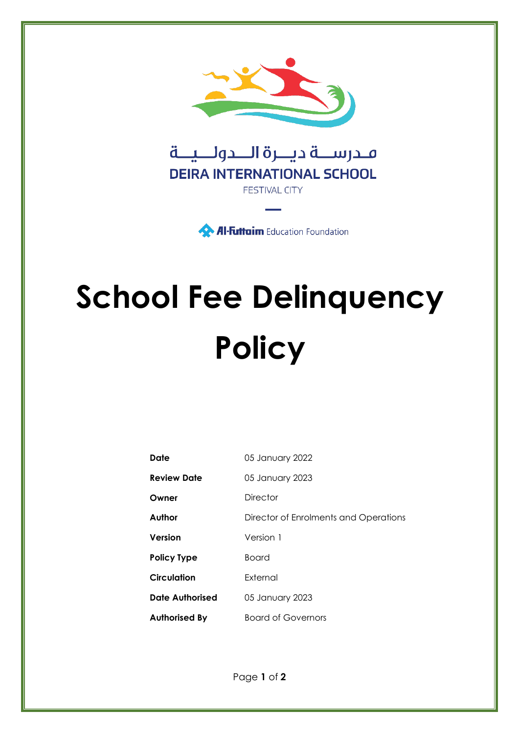مـدرســة ديــرة الــدولــيــة

DEIRA INTERNATIONAL SCHOOL

FESTIVAL CITY

Al-Futtaim Education Foundation

# School Fee Delinquency Policy

| | |
|---|---|
| **Date** | 05 January 2022 |
| **Review Date** | 05 January 2023 |
| **Owner** | Director |
| **Author** | Director of Enrolments and Operations |
| **Version** | Version 1 |
| **Policy Type** | Board |
| **Circulation** | External |
| **Date Authorised** | 05 January 2023 |
| **Authorised By** | Board of Governors |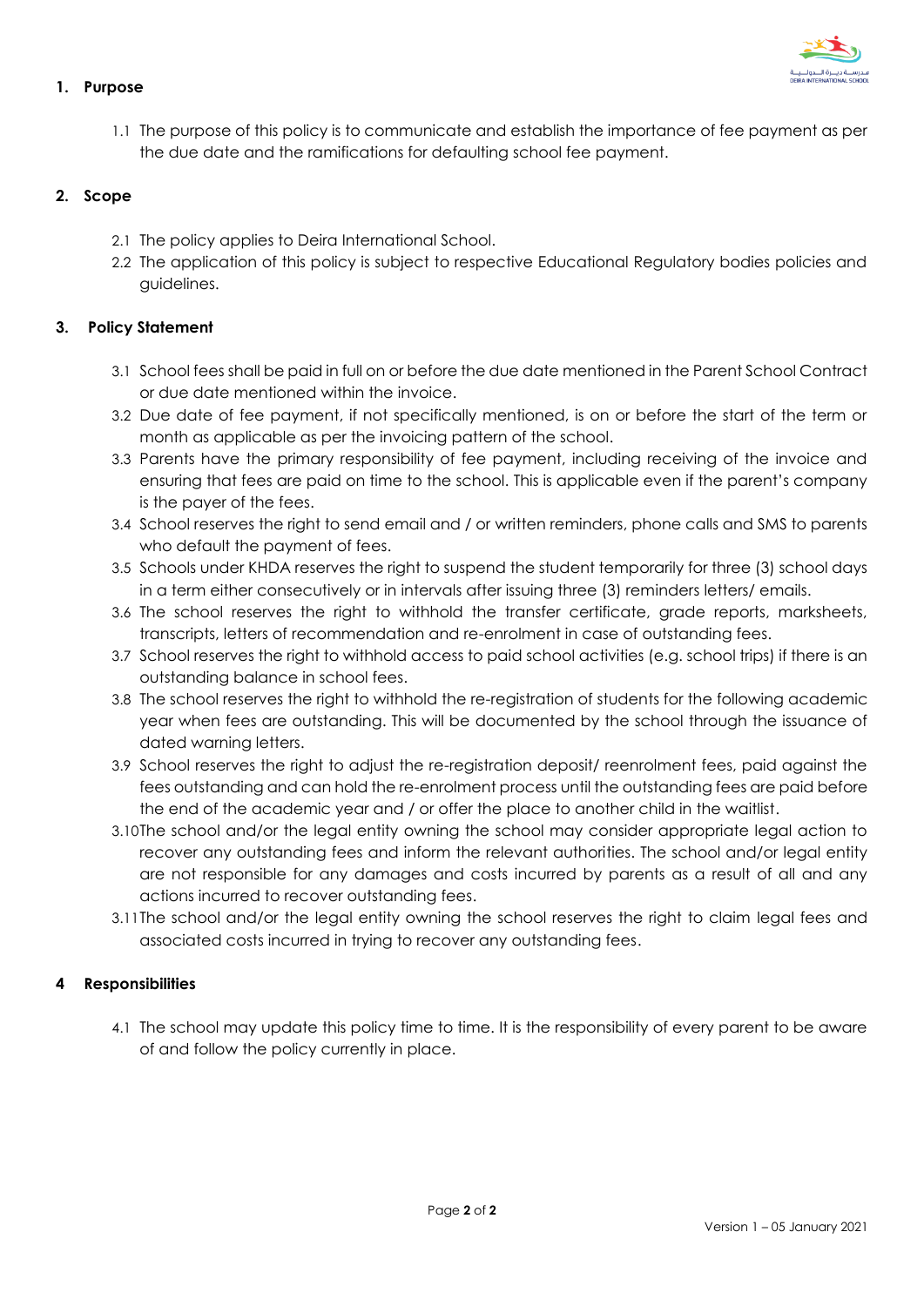## 1. Purpose

1.1 The purpose of this policy is to communicate and establish the importance of fee payment as per the due date and the ramifications for defaulting school fee payment.

## 2. Scope

2.1 The policy applies to Deira International School.

2.2 The application of this policy is subject to respective Educational Regulatory bodies policies and guidelines.

## 3. Policy Statement

3.1 School fees shall be paid in full on or before the due date mentioned in the Parent School Contract or due date mentioned within the invoice.

3.2 Due date of fee payment, if not specifically mentioned, is on or before the start of the term or month as applicable as per the invoicing pattern of the school.

3.3 Parents have the primary responsibility of fee payment, including receiving of the invoice and ensuring that fees are paid on time to the school. This is applicable even if the parent's company is the payer of the fees.

3.4 School reserves the right to send email and / or written reminders, phone calls and SMS to parents who default the payment of fees.

3.5 Schools under KHDA reserves the right to suspend the student temporarily for three (3) school days in a term either consecutively or in intervals after issuing three (3) reminders letters/ emails.

3.6 The school reserves the right to withhold the transfer certificate, grade reports, marksheets, transcripts, letters of recommendation and re-enrolment in case of outstanding fees.

3.7 School reserves the right to withhold access to paid school activities (e.g. school trips) if there is an outstanding balance in school fees.

3.8 The school reserves the right to withhold the re-registration of students for the following academic year when fees are outstanding. This will be documented by the school through the issuance of dated warning letters.

3.9 School reserves the right to adjust the re-registration deposit/ reenrolment fees, paid against the fees outstanding and can hold the re-enrolment process until the outstanding fees are paid before the end of the academic year and / or offer the place to another child in the waitlist.

3.10 The school and/or the legal entity owning the school may consider appropriate legal action to recover any outstanding fees and inform the relevant authorities. The school and/or legal entity are not responsible for any damages and costs incurred by parents as a result of all and any actions incurred to recover outstanding fees.

3.11 The school and/or the legal entity owning the school reserves the right to claim legal fees and associated costs incurred in trying to recover any outstanding fees.

## 4 Responsibilities

4.1 The school may update this policy time to time. It is the responsibility of every parent to be aware of and follow the policy currently in place.